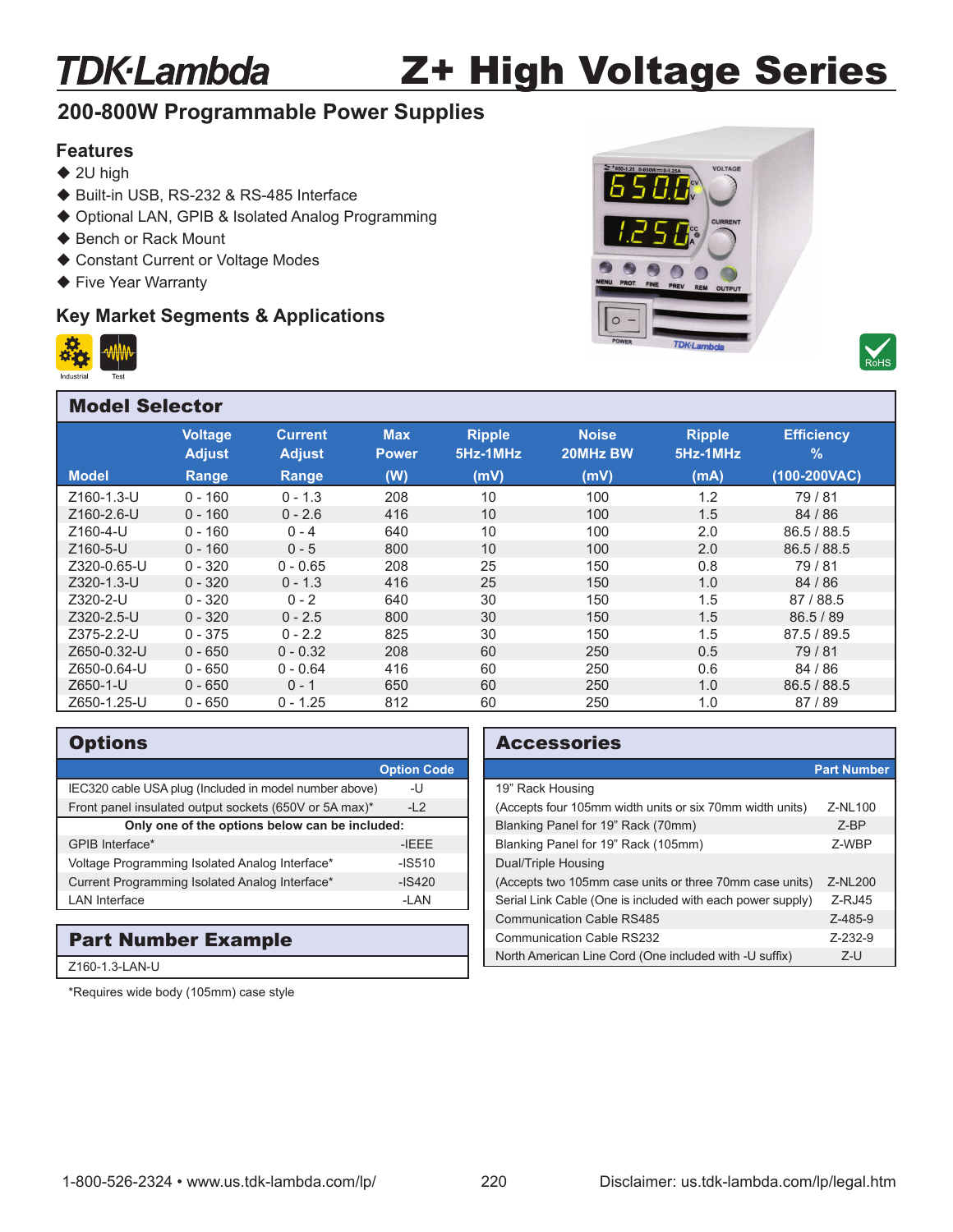# TDK·Lambda Z+ High Voltage Series

## 200-800W Programmable Power Supplies

### Features

- 2U high
- Built-in USB, RS-232 & RS-485 Interface
- Optional LAN, GPIB & Isolated Analog Programming
- Bench or Rack Mount
- Constant Current or Voltage Modes
- Five Year Warranty

### Key Market Segments & Applications

Industrial Test

RoHS

## Model Selector

| Model | Voltage Adjust Range | Current Adjust Range | Max Power (W) | Ripple 5Hz-1MHz (mV) | Noise 20MHz BW (mV) | Ripple 5Hz-1MHz (mA) | Efficiency % (100-200VAC) |
|---|---|---|---|---|---|---|---|
| Z160-1.3-U | 0 - 160 | 0 - 1.3 | 208 | 10 | 100 | 1.2 | 79 / 81 |
| Z160-2.6-U | 0 - 160 | 0 - 2.6 | 416 | 10 | 100 | 1.5 | 84 / 86 |
| Z160-4-U | 0 - 160 | 0 - 4 | 640 | 10 | 100 | 2.0 | 86.5 / 88.5 |
| Z160-5-U | 0 - 160 | 0 - 5 | 800 | 10 | 100 | 2.0 | 86.5 / 88.5 |
| Z320-0.65-U | 0 - 320 | 0 - 0.65 | 208 | 25 | 150 | 0.8 | 79 / 81 |
| Z320-1.3-U | 0 - 320 | 0 - 1.3 | 416 | 25 | 150 | 1.0 | 84 / 86 |
| Z320-2-U | 0 - 320 | 0 - 2 | 640 | 30 | 150 | 1.5 | 87 / 88.5 |
| Z320-2.5-U | 0 - 320 | 0 - 2.5 | 800 | 30 | 150 | 1.5 | 86.5 / 89 |
| Z375-2.2-U | 0 - 375 | 0 - 2.2 | 825 | 30 | 150 | 1.5 | 87.5 / 89.5 |
| Z650-0.32-U | 0 - 650 | 0 - 0.32 | 208 | 60 | 250 | 0.5 | 79 / 81 |
| Z650-0.64-U | 0 - 650 | 0 - 0.64 | 416 | 60 | 250 | 0.6 | 84 / 86 |
| Z650-1-U | 0 - 650 | 0 - 1 | 650 | 60 | 250 | 1.0 | 86.5 / 88.5 |
| Z650-1.25-U | 0 - 650 | 0 - 1.25 | 812 | 60 | 250 | 1.0 | 87 / 89 |

## Options

| | Option Code |
|---|---|
| IEC320 cable USA plug (Included in model number above) | -U |
| Front panel insulated output sockets (650V or 5A max)* | -L2 |
| **Only one of the options below can be included:** | |
| GPIB Interface* | -IEEE |
| Voltage Programming Isolated Analog Interface* | -IS510 |
| Current Programming Isolated Analog Interface* | -IS420 |
| LAN Interface | -LAN |

## Part Number Example

Z160-1.3-LAN-U

*Requires wide body (105mm) case style

## Accessories

| | Part Number |
|---|---|
| 19" Rack Housing (Accepts four 105mm width units or six 70mm width units) | Z-NL100 |
| Blanking Panel for 19" Rack (70mm) | Z-BP |
| Blanking Panel for 19" Rack (105mm) | Z-WBP |
| Dual/Triple Housing (Accepts two 105mm case units or three 70mm case units) | Z-NL200 |
| Serial Link Cable (One is included with each power supply) | Z-RJ45 |
| Communication Cable RS485 | Z-485-9 |
| Communication Cable RS232 | Z-232-9 |
| North American Line Cord (One included with -U suffix) | Z-U |

1-800-526-2324 • www.us.tdk-lambda.com/lp/

Disclaimer: us.tdk-lambda.com/lp/legal.htm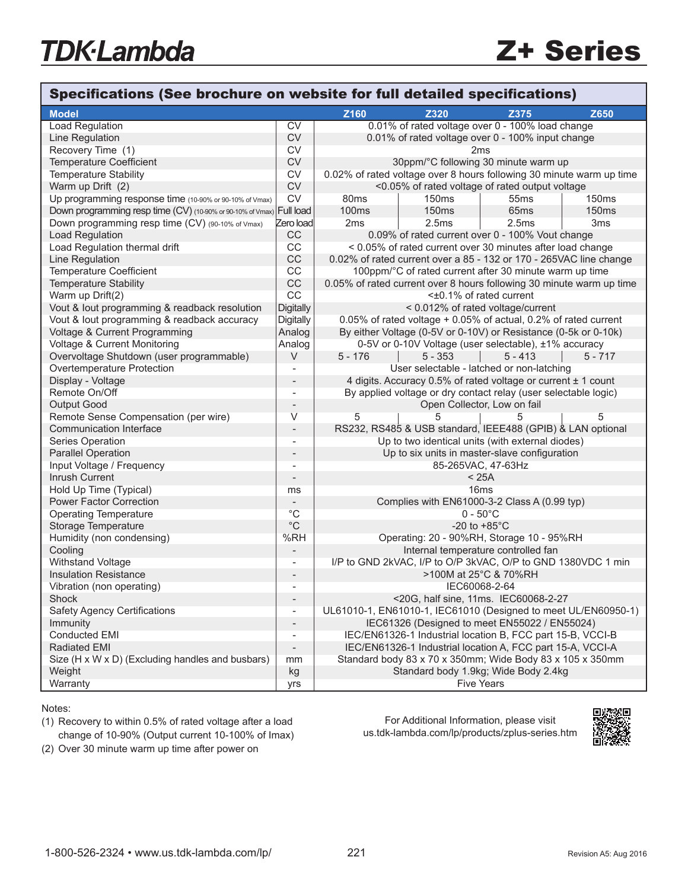TDK-Lambda

# Z+ Series

## Specifications (See brochure on website for full detailed specifications)

| Model | | Z160 | Z320 | Z375 | Z650 |
|---|---|---|---|---|---|
| Load Regulation | CV | 0.01% of rated voltage over 0 - 100% load change | | | |
| Line Regulation | CV | 0.01% of rated voltage over 0 - 100% input change | | | |
| Recovery Time (1) | CV | 2ms | | | |
| Temperature Coefficient | CV | 30ppm/°C following 30 minute warm up | | | |
| Temperature Stability | CV | 0.02% of rated voltage over 8 hours following 30 minute warm up time | | | |
| Warm up Drift (2) | CV | <0.05% of rated voltage of rated output voltage | | | |
| Up programming response time (10-90% or 90-10% of Vmax) | CV | 80ms | 150ms | 55ms | 150ms |
| Down programming resp time (CV) (10-90% or 90-10% of Vmax) | Full load | 100ms | 150ms | 65ms | 150ms |
| Down programming resp time (CV) (90-10% of Vmax) | Zero load | 2ms | 2.5ms | 2.5ms | 3ms |
| Load Regulation | CC | 0.09% of rated current over 0 - 100% Vout change | | | |
| Load Regulation thermal drift | CC | < 0.05% of rated current over 30 minutes after load change | | | |
| Line Regulation | CC | 0.02% of rated current over a 85 - 132 or 170 - 265VAC line change | | | |
| Temperature Coefficient | CC | 100ppm/°C of rated current after 30 minute warm up time | | | |
| Temperature Stability | CC | 0.05% of rated current over 8 hours following 30 minute warm up time | | | |
| Warm up Drift(2) | CC | <±0.1% of rated current | | | |
| Vout & Iout programming & readback resolution | Digitally | < 0.012% of rated voltage/current | | | |
| Vout & Iout programming & readback accuracy | Digitally | 0.05% of rated voltage + 0.05% of actual, 0.2% of rated current | | | |
| Voltage & Current Programming | Analog | By either Voltage (0-5V or 0-10V) or Resistance (0-5k or 0-10k) | | | |
| Voltage & Current Monitoring | Analog | 0-5V or 0-10V Voltage (user selectable), ±1% accuracy | | | |
| Overvoltage Shutdown (user programmable) | V | 5 - 176 | 5 - 353 | 5 - 413 | 5 - 717 |
| Overtemperature Protection | - | User selectable - latched or non-latching | | | |
| Display - Voltage | - | 4 digits. Accuracy 0.5% of rated voltage or current ± 1 count | | | |
| Remote On/Off | - | By applied voltage or dry contact relay (user selectable logic) | | | |
| Output Good | - | Open Collector, Low on fail | | | |
| Remote Sense Compensation (per wire) | V | 5 | 5 | 5 | 5 |
| Communication Interface | - | RS232, RS485 & USB standard, IEEE488 (GPIB) & LAN optional | | | |
| Series Operation | - | Up to two identical units (with external diodes) | | | |
| Parallel Operation | - | Up to six units in master-slave configuration | | | |
| Input Voltage / Frequency | - | 85-265VAC, 47-63Hz | | | |
| Inrush Current | - | < 25A | | | |
| Hold Up Time (Typical) | ms | 16ms | | | |
| Power Factor Correction | - | Complies with EN61000-3-2 Class A (0.99 typ) | | | |
| Operating Temperature | °C | 0 - 50°C | | | |
| Storage Temperature | °C | -20 to +85°C | | | |
| Humidity (non condensing) | %RH | Operating: 20 - 90%RH, Storage 10 - 95%RH | | | |
| Cooling | - | Internal temperature controlled fan | | | |
| Withstand Voltage | - | I/P to GND 2kVAC, I/P to O/P 3kVAC, O/P to GND 1380VDC 1 min | | | |
| Insulation Resistance | - | >100M at 25°C & 70%RH | | | |
| Vibration (non operating) | - | IEC60068-2-64 | | | |
| Shock | - | <20G, half sine, 11ms. IEC60068-2-27 | | | |
| Safety Agency Certifications | - | UL61010-1, EN61010-1, IEC61010 (Designed to meet UL/EN60950-1) | | | |
| Immunity | - | IEC61326 (Designed to meet EN55022 / EN55024) | | | |
| Conducted EMI | - | IEC/EN61326-1 Industrial location B, FCC part 15-B, VCCI-B | | | |
| Radiated EMI | - | IEC/EN61326-1 Industrial location A, FCC part 15-A, VCCI-A | | | |
| Size (H x W x D) (Excluding handles and busbars) | mm | Standard body 83 x 70 x 350mm; Wide Body 83 x 105 x 350mm | | | |
| Weight | kg | Standard body 1.9kg; Wide Body 2.4kg | | | |
| Warranty | yrs | Five Years | | | |

Notes:

(1) Recovery to within 0.5% of rated voltage after a load change of 10-90% (Output current 10-100% of Imax)

(2) Over 30 minute warm up time after power on

For Additional Information, please visit us.tdk-lambda.com/lp/products/zplus-series.htm

1-800-526-2324 • www.us.tdk-lambda.com/lp/

Revision A5: Aug 2016